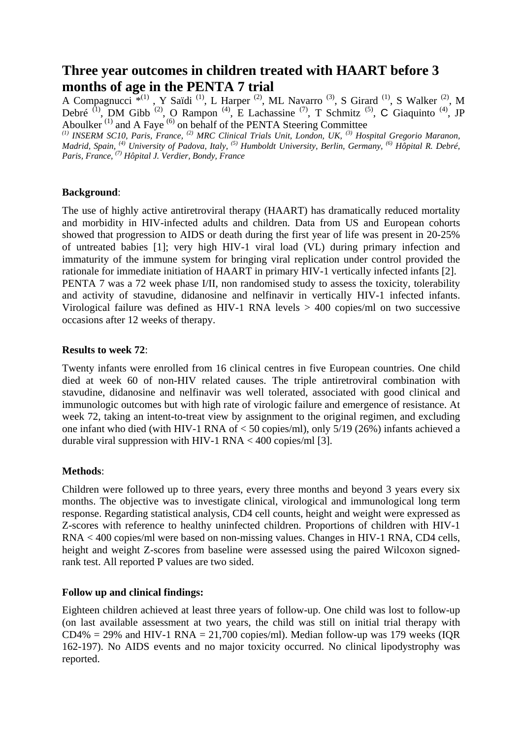# Three year outcomes in children treated with HAART before 3 months of age in the PENTA 7 trial

A Compagnucci *[1] , Y Saïdi [1], L Harper [2], ML Navarro [3], S Girard [1], S Walker [2], M Debré [1], DM Gibb [2], O Rampon [4], E Lachassine [7], T Schmitz [5], C Giaquinto [4], JP Aboulker [1] and A Faye [6] on behalf of the PENTA Steering Committee

*[1] INSERM SC10, Paris, France, [2] MRC Clinical Trials Unit, London, UK, [3] Hospital Gregorio Maranon, Madrid, Spain, [4] University of Padova, Italy, [5] Humboldt University, Berlin, Germany, [6] Hôpital R. Debré, Paris, France, [7] Hôpital J. Verdier, Bondy, France*

**Background**:

The use of highly active antiretroviral therapy (HAART) has dramatically reduced mortality and morbidity in HIV-infected adults and children. Data from US and European cohorts showed that progression to AIDS or death during the first year of life was present in 20-25% of untreated babies [1]; very high HIV-1 viral load (VL) during primary infection and immaturity of the immune system for bringing viral replication under control provided the rationale for immediate initiation of HAART in primary HIV-1 vertically infected infants [2].
PENTA 7 was a 72 week phase I/II, non randomised study to assess the toxicity, tolerability and activity of stavudine, didanosine and nelfinavir in vertically HIV-1 infected infants. Virological failure was defined as HIV-1 RNA levels > 400 copies/ml on two successive occasions after 12 weeks of therapy.

**Results to week 72**:

Twenty infants were enrolled from 16 clinical centres in five European countries. One child died at week 60 of non-HIV related causes. The triple antiretroviral combination with stavudine, didanosine and nelfinavir was well tolerated, associated with good clinical and immunologic outcomes but with high rate of virologic failure and emergence of resistance. At week 72, taking an intent-to-treat view by assignment to the original regimen, and excluding one infant who died (with HIV-1 RNA of < 50 copies/ml), only 5/19 (26%) infants achieved a durable viral suppression with HIV-1 RNA < 400 copies/ml [3].

**Methods**:

Children were followed up to three years, every three months and beyond 3 years every six months. The objective was to investigate clinical, virological and immunological long term response. Regarding statistical analysis, CD4 cell counts, height and weight were expressed as Z-scores with reference to healthy uninfected children. Proportions of children with HIV-1 RNA < 400 copies/ml were based on non-missing values. Changes in HIV-1 RNA, CD4 cells, height and weight Z-scores from baseline were assessed using the paired Wilcoxon signed-rank test. All reported P values are two sided.

**Follow up and clinical findings:**

Eighteen children achieved at least three years of follow-up. One child was lost to follow-up (on last available assessment at two years, the child was still on initial trial therapy with CD4% = 29% and HIV-1 RNA = 21,700 copies/ml). Median follow-up was 179 weeks (IQR 162-197). No AIDS events and no major toxicity occurred. No clinical lipodystrophy was reported.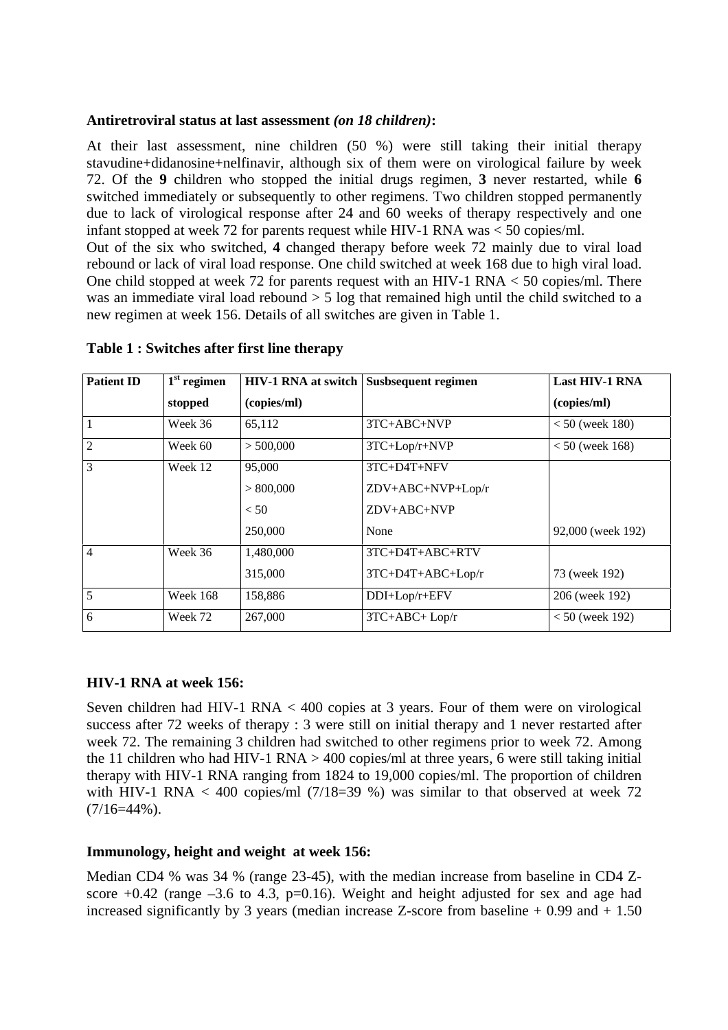**Antiretroviral status at last assessment** ***(on 18 children)*****:**

At their last assessment, nine children (50 %) were still taking their initial therapy stavudine+didanosine+nelfinavir, although six of them were on virological failure by week 72. Of the **9** children who stopped the initial drugs regimen, **3** never restarted, while **6** switched immediately or subsequently to other regimens. Two children stopped permanently due to lack of virological response after 24 and 60 weeks of therapy respectively and one infant stopped at week 72 for parents request while HIV-1 RNA was < 50 copies/ml.

Out of the six who switched, **4** changed therapy before week 72 mainly due to viral load rebound or lack of viral load response. One child switched at week 168 due to high viral load. One child stopped at week 72 for parents request with an HIV-1 RNA < 50 copies/ml. There was an immediate viral load rebound > 5 log that remained high until the child switched to a new regimen at week 156. Details of all switches are given in Table 1.

**Table 1 : Switches after first line therapy**

| Patient ID | 1st regimen stopped | HIV-1 RNA at switch (copies/ml) | Susbsequent regimen | Last HIV-1 RNA (copies/ml) |
|---|---|---|---|---|
| 1 | Week 36 | 65,112 | 3TC+ABC+NVP | < 50 (week 180) |
| 2 | Week 60 | > 500,000 | 3TC+Lop/r+NVP | < 50 (week 168) |
| 3 | Week 12 | 95,000 | 3TC+D4T+NFV | |
| | | > 800,000 | ZDV+ABC+NVP+Lop/r | |
| | | < 50 | ZDV+ABC+NVP | |
| | | 250,000 | None | 92,000 (week 192) |
| 4 | Week 36 | 1,480,000 | 3TC+D4T+ABC+RTV | |
| | | 315,000 | 3TC+D4T+ABC+Lop/r | 73 (week 192) |
| 5 | Week 168 | 158,886 | DDI+Lop/r+EFV | 206 (week 192) |
| 6 | Week 72 | 267,000 | 3TC+ABC+ Lop/r | < 50 (week 192) |

**HIV-1 RNA at week 156:**

Seven children had HIV-1 RNA < 400 copies at 3 years. Four of them were on virological success after 72 weeks of therapy : 3 were still on initial therapy and 1 never restarted after week 72. The remaining 3 children had switched to other regimens prior to week 72. Among the 11 children who had HIV-1 RNA > 400 copies/ml at three years, 6 were still taking initial therapy with HIV-1 RNA ranging from 1824 to 19,000 copies/ml. The proportion of children with HIV-1 RNA < 400 copies/ml (7/18=39 %) was similar to that observed at week 72 (7/16=44%).

**Immunology, height and weight at week 156:**

Median CD4 % was 34 % (range 23-45), with the median increase from baseline in CD4 Z-score +0.42 (range –3.6 to 4.3, p=0.16). Weight and height adjusted for sex and age had increased significantly by 3 years (median increase Z-score from baseline + 0.99 and + 1.50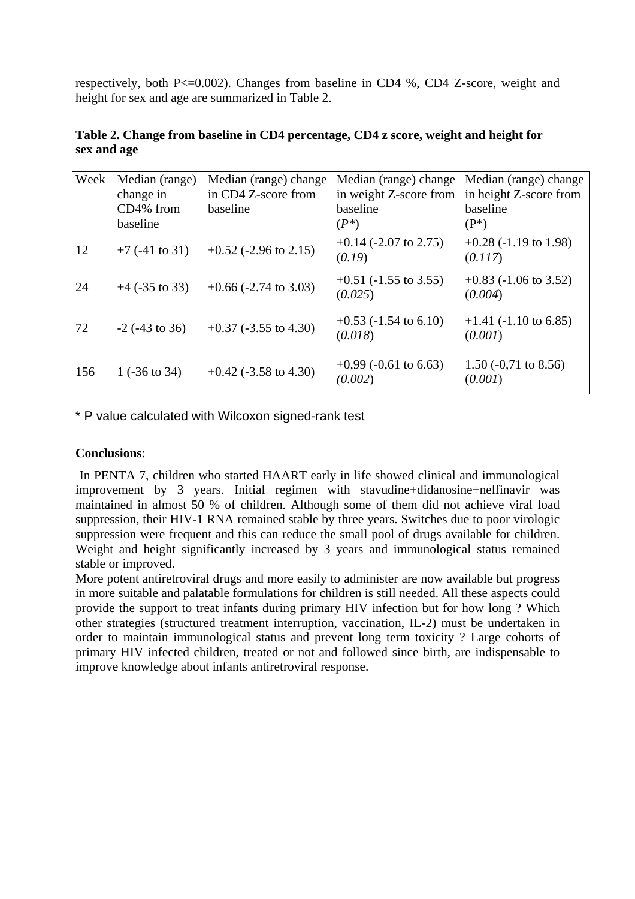respectively, both P<=0.002). Changes from baseline in CD4 %, CD4 Z-score, weight and height for sex and age are summarized in Table 2.

**Table 2. Change from baseline in CD4 percentage, CD4 z score, weight and height for sex and age**

| Week | Median (range) change in CD4% from baseline | Median (range) change in CD4 Z-score from baseline | Median (range) change in weight Z-score from baseline (*P\**) | Median (range) change in height Z-score from baseline (P\*) |
|---|---|---|---|---|
| 12 | +7 (-41 to 31) | +0.52 (-2.96 to 2.15) | +0.14 (-2.07 to 2.75) (*0.19*) | +0.28 (-1.19 to 1.98) (*0.117*) |
| 24 | +4 (-35 to 33) | +0.66 (-2.74 to 3.03) | +0.51 (-1.55 to 3.55) (*0.025*) | +0.83 (-1.06 to 3.52) (*0.004*) |
| 72 | -2 (-43 to 36) | +0.37 (-3.55 to 4.30) | +0.53 (-1.54 to 6.10) (*0.018*) | +1.41 (-1.10 to 6.85) (*0.001*) |
| 156 | 1 (-36 to 34) | +0.42 (-3.58 to 4.30) | +0,99 (-0,61 to 6.63) (*0.002*) | 1.50 (-0,71 to 8.56) (*0.001*) |

\* P value calculated with Wilcoxon signed-rank test

**Conclusions**:

In PENTA 7, children who started HAART early in life showed clinical and immunological improvement by 3 years. Initial regimen with stavudine+didanosine+nelfinavir was maintained in almost 50 % of children. Although some of them did not achieve viral load suppression, their HIV-1 RNA remained stable by three years. Switches due to poor virologic suppression were frequent and this can reduce the small pool of drugs available for children. Weight and height significantly increased by 3 years and immunological status remained stable or improved.

More potent antiretroviral drugs and more easily to administer are now available but progress in more suitable and palatable formulations for children is still needed. All these aspects could provide the support to treat infants during primary HIV infection but for how long ? Which other strategies (structured treatment interruption, vaccination, IL-2) must be undertaken in order to maintain immunological status and prevent long term toxicity ? Large cohorts of primary HIV infected children, treated or not and followed since birth, are indispensable to improve knowledge about infants antiretroviral response.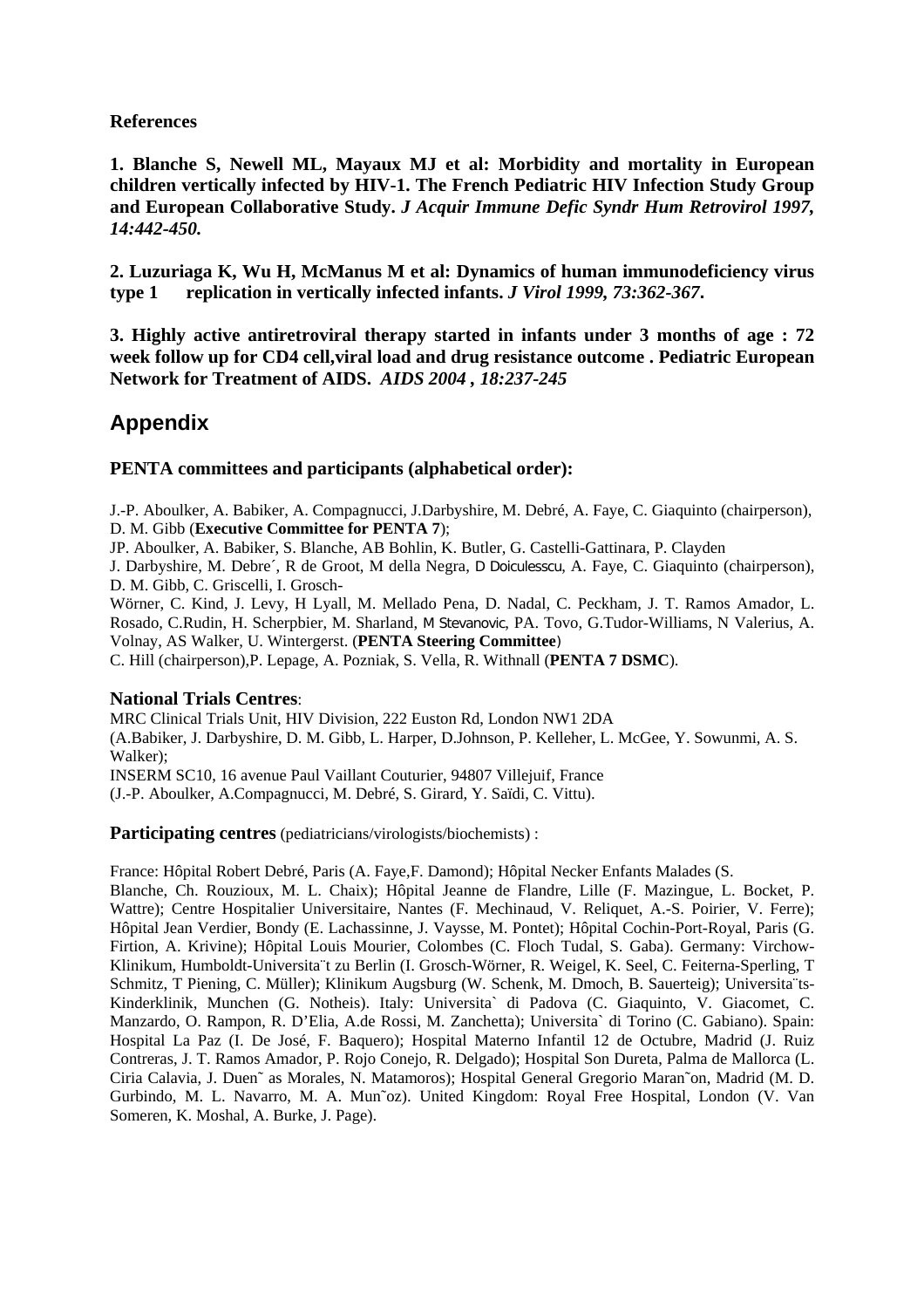**References**

**1. Blanche S, Newell ML, Mayaux MJ et al: Morbidity and mortality in European children vertically infected by HIV-1. The French Pediatric HIV Infection Study Group and European Collaborative Study.** ***J Acquir Immune Defic Syndr Hum Retrovirol 1997, 14:442-450.***

**2. Luzuriaga K, Wu H, McManus M et al: Dynamics of human immunodeficiency virus type 1 replication in vertically infected infants.** ***J Virol 1999, 73:362-367*****.**

**3. Highly active antiretroviral therapy started in infants under 3 months of age : 72 week follow up for CD4 cell,viral load and drug resistance outcome . Pediatric European Network for Treatment of AIDS.** ***AIDS 2004 , 18:237-245***

## Appendix

### PENTA committees and participants (alphabetical order):

J.-P. Aboulker, A. Babiker, A. Compagnucci, J.Darbyshire, M. Debré, A. Faye, C. Giaquinto (chairperson), D. M. Gibb (**Executive Committee for PENTA 7**);

JP. Aboulker, A. Babiker, S. Blanche, AB Bohlin, K. Butler, G. Castelli-Gattinara, P. Clayden
J. Darbyshire, M. Debre´, R de Groot, M della Negra, D Doiculesscu, A. Faye, C. Giaquinto (chairperson), D. M. Gibb, C. Griscelli, I. Grosch-Wörner, C. Kind, J. Levy, H Lyall, M. Mellado Pena, D. Nadal, C. Peckham, J. T. Ramos Amador, L. Rosado, C.Rudin, H. Scherpbier, M. Sharland, M Stevanovic, PA. Tovo, G.Tudor-Williams, N Valerius, A. Volnay, AS Walker, U. Wintergerst. (**PENTA Steering Committee**)

C. Hill (chairperson),P. Lepage, A. Pozniak, S. Vella, R. Withnall (**PENTA 7 DSMC**).

**National Trials Centres**:
MRC Clinical Trials Unit, HIV Division, 222 Euston Rd, London NW1 2DA
(A.Babiker, J. Darbyshire, D. M. Gibb, L. Harper, D.Johnson, P. Kelleher, L. McGee, Y. Sowunmi, A. S. Walker);
INSERM SC10, 16 avenue Paul Vaillant Couturier, 94807 Villejuif, France
(J.-P. Aboulker, A.Compagnucci, M. Debré, S. Girard, Y. Saïdi, C. Vittu).

**Participating centres** (pediatricians/virologists/biochemists) :

France: Hôpital Robert Debré, Paris (A. Faye,F. Damond); Hôpital Necker Enfants Malades (S. Blanche, Ch. Rouzioux, M. L. Chaix); Hôpital Jeanne de Flandre, Lille (F. Mazingue, L. Bocket, P. Wattre); Centre Hospitalier Universitaire, Nantes (F. Mechinaud, V. Reliquet, A.-S. Poirier, V. Ferre); Hôpital Jean Verdier, Bondy (E. Lachassinne, J. Vaysse, M. Pontet); Hôpital Cochin-Port-Royal, Paris (G. Firtion, A. Krivine); Hôpital Louis Mourier, Colombes (C. Floch Tudal, S. Gaba). Germany: Virchow-Klinikum, Humboldt-Universita¨t zu Berlin (I. Grosch-Wörner, R. Weigel, K. Seel, C. Feiterna-Sperling, T Schmitz, T Piening, C. Müller); Klinikum Augsburg (W. Schenk, M. Dmoch, B. Sauerteig); Universita¨ts-Kinderklinik, Munchen (G. Notheis). Italy: Universita` di Padova (C. Giaquinto, V. Giacomet, C. Manzardo, O. Rampon, R. D'Elia, A.de Rossi, M. Zanchetta); Universita` di Torino (C. Gabiano). Spain: Hospital La Paz (I. De José, F. Baquero); Hospital Materno Infantil 12 de Octubre, Madrid (J. Ruiz Contreras, J. T. Ramos Amador, P. Rojo Conejo, R. Delgado); Hospital Son Dureta, Palma de Mallorca (L. Ciria Calavia, J. Duen˜ as Morales, N. Matamoros); Hospital General Gregorio Maran˜on, Madrid (M. D. Gurbindo, M. L. Navarro, M. A. Mun˜oz). United Kingdom: Royal Free Hospital, London (V. Van Someren, K. Moshal, A. Burke, J. Page).